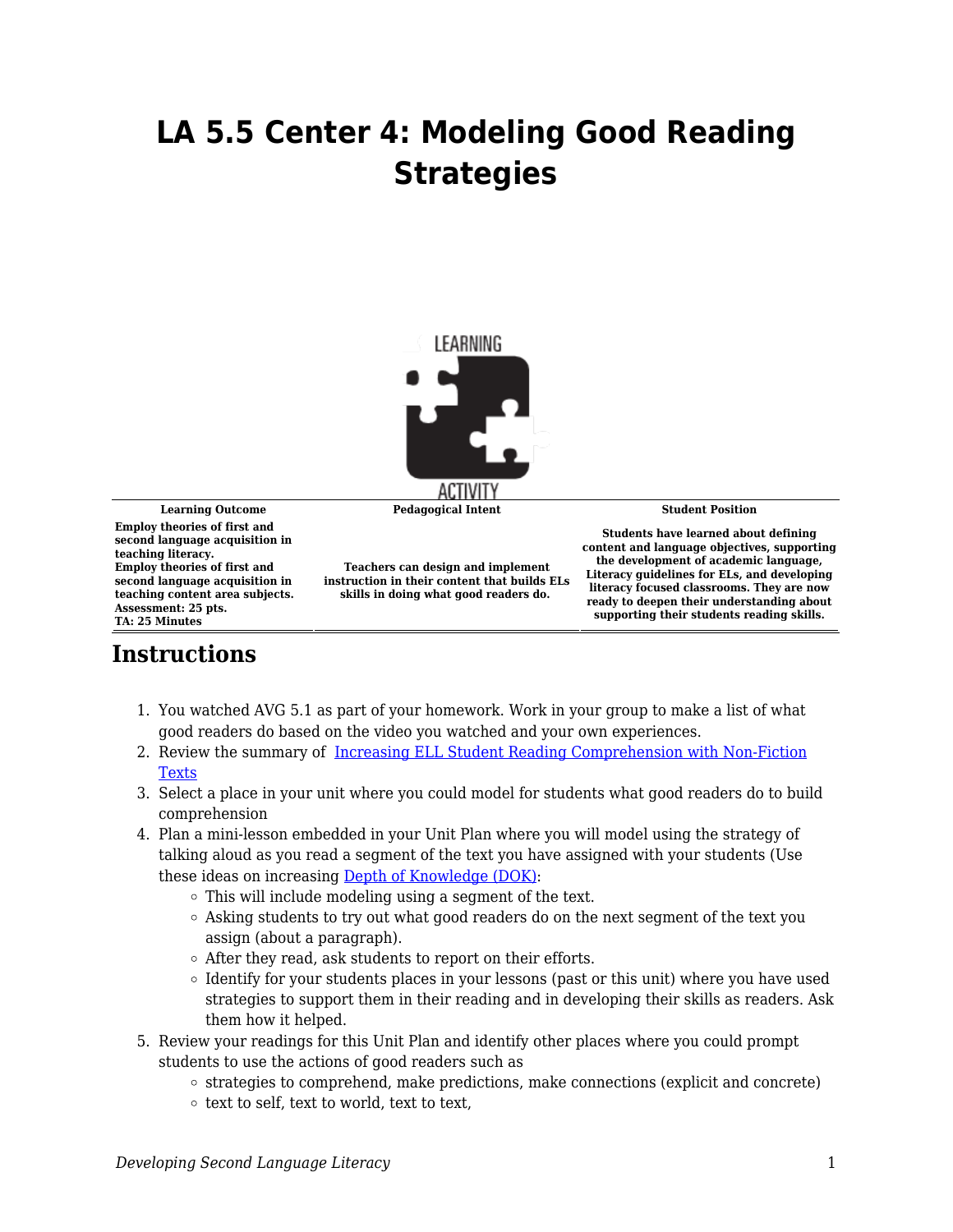# LA 5.5 Center 4: Modeling Good Reading Strategies

| Learning Outcome | Pedagogical Intent | Student Position |
| --- | --- | --- |
| **Employ theories of first and second language acquisition in teaching literacy.** **Employ theories of first and second language acquisition in teaching content area subjects.** **Assessment: 25 pts.** **TA: 25 Minutes** | **Teachers can design and implement instruction in their content that builds ELs skills in doing what good readers do.** | **Students have learned about defining content and language objectives, supporting the development of academic language, Literacy guidelines for ELs, and developing literacy focused classrooms. They are now ready to deepen their understanding about supporting their students reading skills.** |

## Instructions

1. You watched AVG 5.1 as part of your homework. Work in your group to make a list of what good readers do based on the video you watched and your own experiences.
2. Review the summary of [Increasing ELL Student Reading Comprehension with Non-Fiction Texts]()
3. Select a place in your unit where you could model for students what good readers do to build comprehension
4. Plan a mini-lesson embedded in your Unit Plan where you will model using the strategy of talking aloud as you read a segment of the text you have assigned with your students (Use these ideas on increasing [Depth of Knowledge (DOK)]():
   - This will include modeling using a segment of the text.
   - Asking students to try out what good readers do on the next segment of the text you assign (about a paragraph).
   - After they read, ask students to report on their efforts.
   - Identify for your students places in your lessons (past or this unit) where you have used strategies to support them in their reading and in developing their skills as readers. Ask them how it helped.
5. Review your readings for this Unit Plan and identify other places where you could prompt students to use the actions of good readers such as
   - strategies to comprehend, make predictions, make connections (explicit and concrete)
   - text to self, text to world, text to text,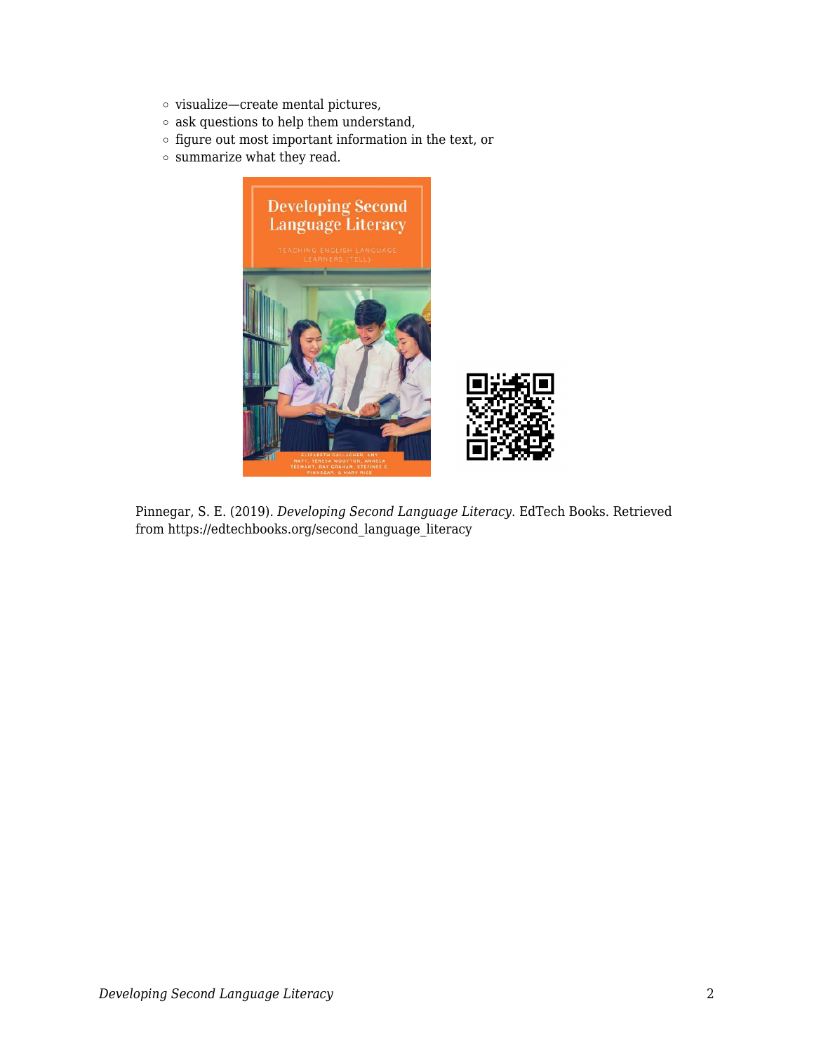- visualize—create mental pictures,
- ask questions to help them understand,
- figure out most important information in the text, or
- summarize what they read.

Pinnegar, S. E. (2019). *Developing Second Language Literacy*. EdTech Books. Retrieved from https://edtechbooks.org/second_language_literacy